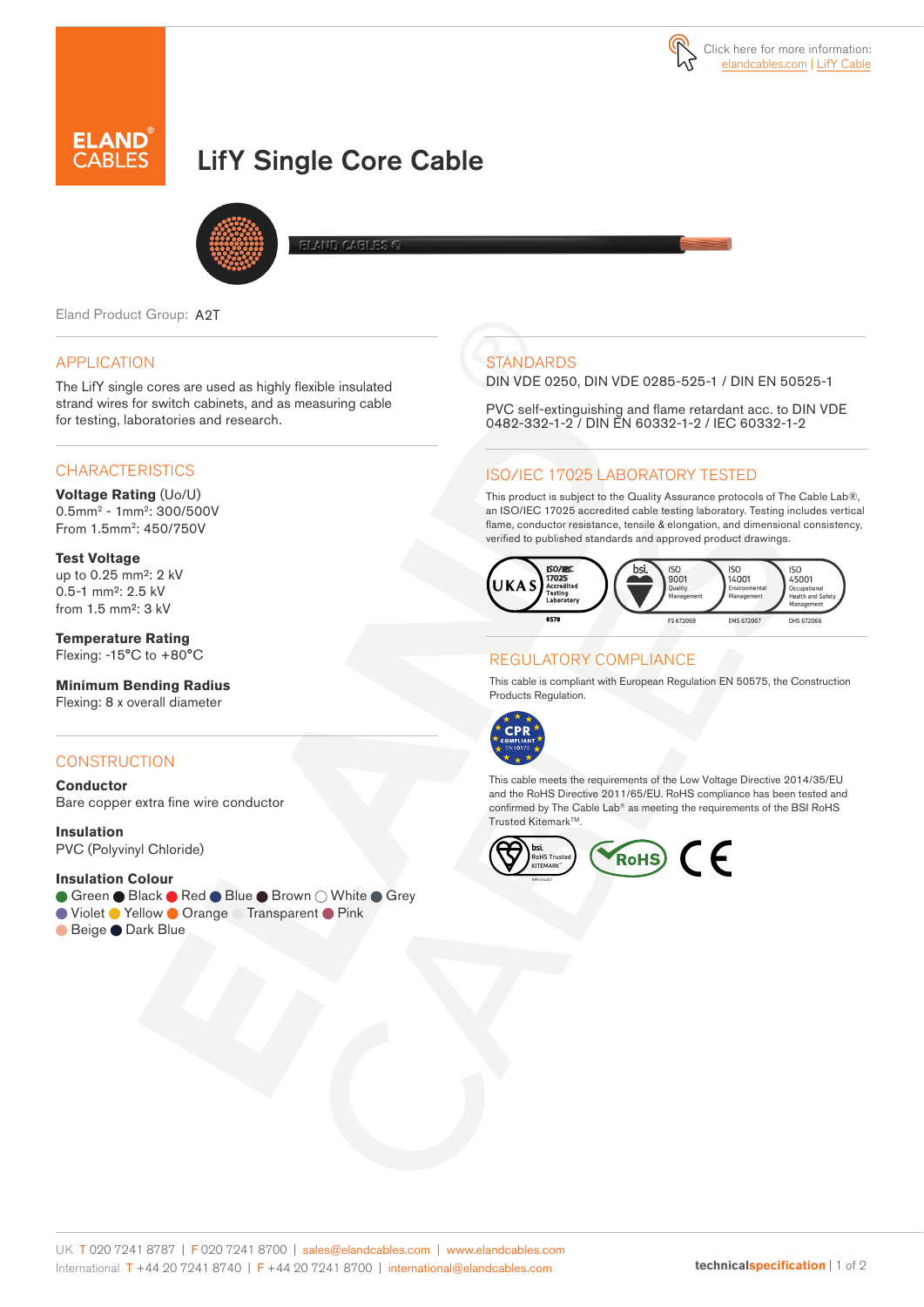Click here for more information: elandcables.com | LifY Cable

# LifY Single Core Cable

Eland Product Group: A2T

## APPLICATION

The LifY single cores are used as highly flexible insulated strand wires for switch cabinets, and as measuring cable for testing, laboratories and research.

## CHARACTERISTICS

**Voltage Rating** (Uo/U)
0.5mm² - 1mm²: 300/500V
From 1.5mm²: 450/750V

**Test Voltage**
up to 0.25 mm²: 2 kV
0.5-1 mm²: 2.5 kV
from 1.5 mm²: 3 kV

**Temperature Rating**
Flexing: -15°C to +80°C

**Minimum Bending Radius**
Flexing: 8 x overall diameter

## CONSTRUCTION

**Conductor**
Bare copper extra fine wire conductor

**Insulation**
PVC (Polyvinyl Chloride)

**Insulation Colour**
Green, Black, Red, Blue, Brown, White, Grey, Violet, Yellow, Orange, Transparent, Pink, Beige, Dark Blue

## STANDARDS

DIN VDE 0250, DIN VDE 0285-525-1 / DIN EN 50525-1

PVC self-extinguishing and flame retardant acc. to DIN VDE 0482-332-1-2 / DIN EN 60332-1-2 / IEC 60332-1-2

## ISO/IEC 17025 LABORATORY TESTED

This product is subject to the Quality Assurance protocols of The Cable Lab®, an ISO/IEC 17025 accredited cable testing laboratory. Testing includes vertical flame, conductor resistance, tensile & elongation, and dimensional consistency, verified to published standards and approved product drawings.

UKAS ISO/IEC 17025 Accredited Testing Laboratory 8578 | bsi. ISO 9001 Quality Management FS 672069 | ISO 14001 Environmental Management EMS 672067 | ISO 45001 Occupational Health and Safety Management OHS 672066

## REGULATORY COMPLIANCE

This cable is compliant with European Regulation EN 50575, the Construction Products Regulation.

CPR COMPLIANT EN 50575

This cable meets the requirements of the Low Voltage Directive 2014/35/EU and the RoHS Directive 2011/65/EU. RoHS compliance has been tested and confirmed by The Cable Lab® as meeting the requirements of the BSI RoHS Trusted Kitemark™.

bsi. RoHS Trusted Kitemark | RoHS | CE

UK T 020 7241 8787 | F 020 7241 8700 | sales@elandcables.com | www.elandcables.com
International T +44 20 7241 8740 | F +44 20 7241 8700 | international@elandcables.com

technicalspecification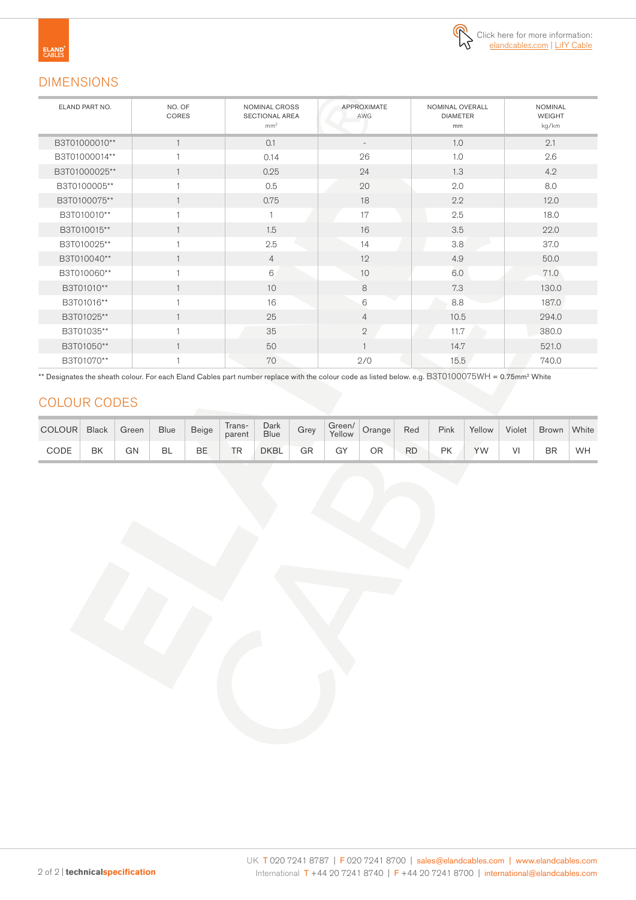Click here for more information: elandcables.com | LifY Cable

## DIMENSIONS

| ELAND PART NO. | NO. OF CORES | NOMINAL CROSS SECTIONAL AREA $mm^2$ | APPROXIMATE AWG | NOMINAL OVERALL DIAMETER mm | NOMINAL WEIGHT kg/km |
|---|---|---|---|---|---|
| B3T01000010** | 1 | 0.1 | - | 1.0 | 2.1 |
| B3T01000014** | 1 | 0.14 | 26 | 1.0 | 2.6 |
| B3T01000025** | 1 | 0.25 | 24 | 1.3 | 4.2 |
| B3T0100005** | 1 | 0.5 | 20 | 2.0 | 8.0 |
| B3T0100075** | 1 | 0.75 | 18 | 2.2 | 12.0 |
| B3T010010** | 1 | 1 | 17 | 2.5 | 18.0 |
| B3T010015** | 1 | 1.5 | 16 | 3.5 | 22.0 |
| B3T010025** | 1 | 2.5 | 14 | 3.8 | 37.0 |
| B3T010040** | 1 | 4 | 12 | 4.9 | 50.0 |
| B3T010060** | 1 | 6 | 10 | 6.0 | 71.0 |
| B3T01010** | 1 | 10 | 8 | 7.3 | 130.0 |
| B3T01016** | 1 | 16 | 6 | 8.8 | 187.0 |
| B3T01025** | 1 | 25 | 4 | 10.5 | 294.0 |
| B3T01035** | 1 | 35 | 2 | 11.7 | 380.0 |
| B3T01050** | 1 | 50 | 1 | 14.7 | 521.0 |
| B3T01070** | 1 | 70 | 2/0 | 15.5 | 740.0 |

** Designates the sheath colour. For each Eland Cables part number replace with the colour code as listed below. e.g. B3T0100075WH = 0.75mm² White

## COLOUR CODES

| COLOUR | Black | Green | Blue | Beige | Trans-parent | Dark Blue | Grey | Green/ Yellow | Orange | Red | Pink | Yellow | Violet | Brown | White |
|---|---|---|---|---|---|---|---|---|---|---|---|---|---|---|---|
| CODE | BK | GN | BL | BE | TR | DKBL | GR | GY | OR | RD | PK | YW | VI | BR | WH |

UK T 020 7241 8787 | F 020 7241 8700 | sales@elandcables.com | www.elandcables.com
International T +44 20 7241 8740 | F +44 20 7241 8700 | international@elandcables.com